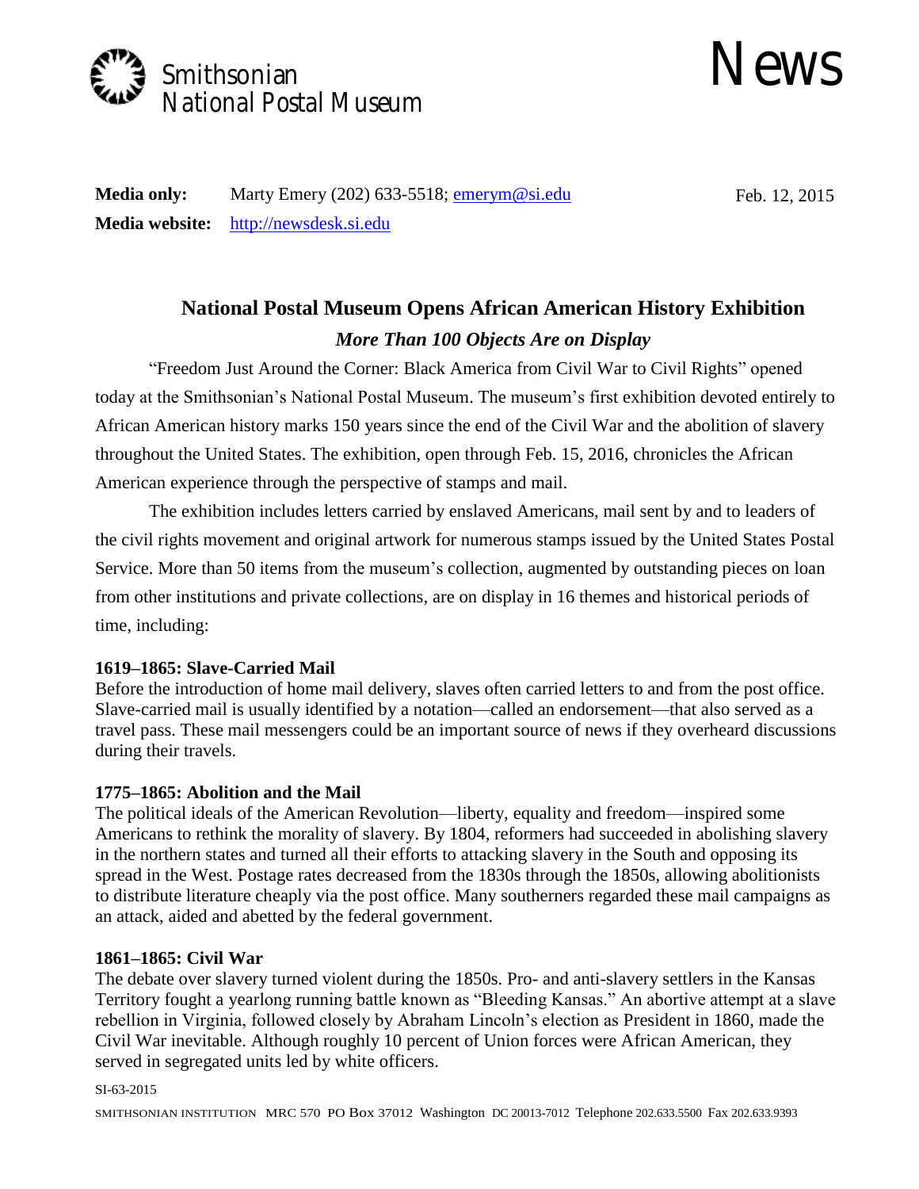Smithsonian National Postal Museum

# News

**Media only:** Marty Emery (202) 633-5518; emerym@si.edu

**Media website:** http://newsdesk.si.edu

Feb. 12, 2015

## National Postal Museum Opens African American History Exhibition

### *More Than 100 Objects Are on Display*

"Freedom Just Around the Corner: Black America from Civil War to Civil Rights" opened today at the Smithsonian's National Postal Museum. The museum's first exhibition devoted entirely to African American history marks 150 years since the end of the Civil War and the abolition of slavery throughout the United States. The exhibition, open through Feb. 15, 2016, chronicles the African American experience through the perspective of stamps and mail.

The exhibition includes letters carried by enslaved Americans, mail sent by and to leaders of the civil rights movement and original artwork for numerous stamps issued by the United States Postal Service. More than 50 items from the museum's collection, augmented by outstanding pieces on loan from other institutions and private collections, are on display in 16 themes and historical periods of time, including:

**1619–1865: Slave-Carried Mail**

Before the introduction of home mail delivery, slaves often carried letters to and from the post office. Slave-carried mail is usually identified by a notation—called an endorsement—that also served as a travel pass. These mail messengers could be an important source of news if they overheard discussions during their travels.

**1775–1865: Abolition and the Mail**

The political ideals of the American Revolution—liberty, equality and freedom—inspired some Americans to rethink the morality of slavery. By 1804, reformers had succeeded in abolishing slavery in the northern states and turned all their efforts to attacking slavery in the South and opposing its spread in the West. Postage rates decreased from the 1830s through the 1850s, allowing abolitionists to distribute literature cheaply via the post office. Many southerners regarded these mail campaigns as an attack, aided and abetted by the federal government.

**1861–1865: Civil War**

The debate over slavery turned violent during the 1850s. Pro- and anti-slavery settlers in the Kansas Territory fought a yearlong running battle known as "Bleeding Kansas." An abortive attempt at a slave rebellion in Virginia, followed closely by Abraham Lincoln's election as President in 1860, made the Civil War inevitable. Although roughly 10 percent of Union forces were African American, they served in segregated units led by white officers.

SI-63-2015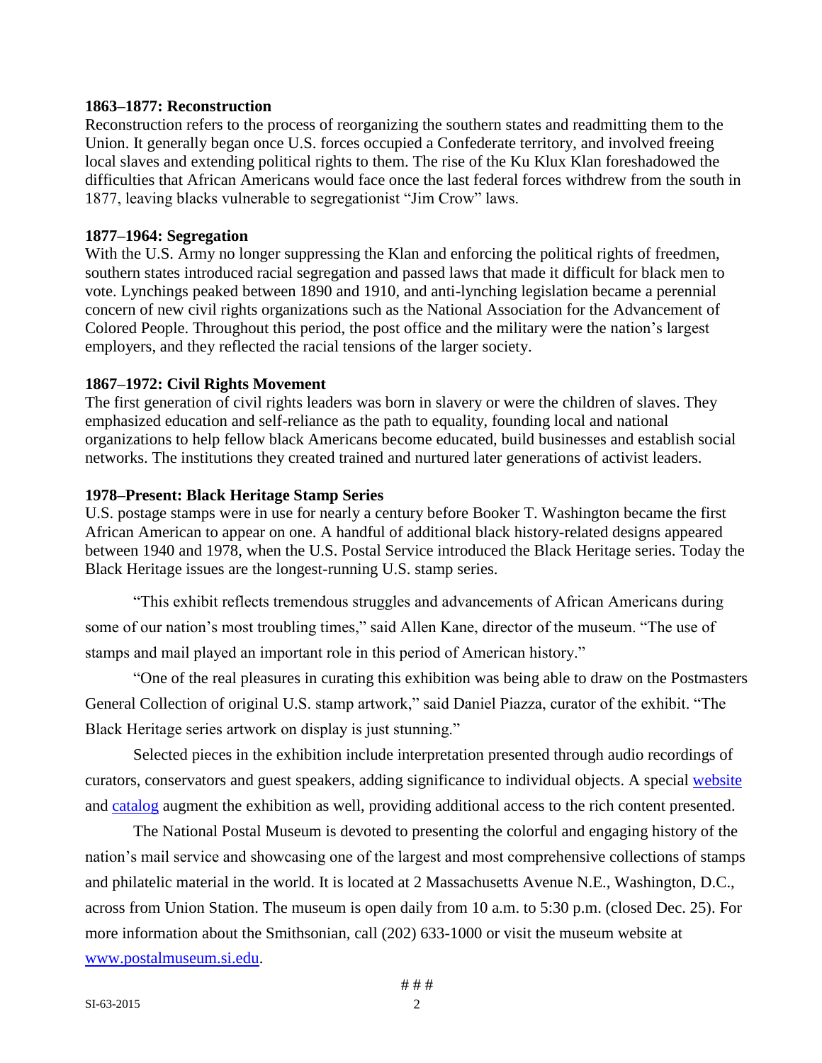**1863–1877: Reconstruction**
Reconstruction refers to the process of reorganizing the southern states and readmitting them to the Union. It generally began once U.S. forces occupied a Confederate territory, and involved freeing local slaves and extending political rights to them. The rise of the Ku Klux Klan foreshadowed the difficulties that African Americans would face once the last federal forces withdrew from the south in 1877, leaving blacks vulnerable to segregationist "Jim Crow" laws.

**1877–1964: Segregation**
With the U.S. Army no longer suppressing the Klan and enforcing the political rights of freedmen, southern states introduced racial segregation and passed laws that made it difficult for black men to vote. Lynchings peaked between 1890 and 1910, and anti-lynching legislation became a perennial concern of new civil rights organizations such as the National Association for the Advancement of Colored People. Throughout this period, the post office and the military were the nation's largest employers, and they reflected the racial tensions of the larger society.

**1867–1972: Civil Rights Movement**
The first generation of civil rights leaders was born in slavery or were the children of slaves. They emphasized education and self-reliance as the path to equality, founding local and national organizations to help fellow black Americans become educated, build businesses and establish social networks. The institutions they created trained and nurtured later generations of activist leaders.

**1978–Present: Black Heritage Stamp Series**
U.S. postage stamps were in use for nearly a century before Booker T. Washington became the first African American to appear on one. A handful of additional black history-related designs appeared between 1940 and 1978, when the U.S. Postal Service introduced the Black Heritage series. Today the Black Heritage issues are the longest-running U.S. stamp series.

"This exhibit reflects tremendous struggles and advancements of African Americans during some of our nation's most troubling times," said Allen Kane, director of the museum. "The use of stamps and mail played an important role in this period of American history."

"One of the real pleasures in curating this exhibition was being able to draw on the Postmasters General Collection of original U.S. stamp artwork," said Daniel Piazza, curator of the exhibit. "The Black Heritage series artwork on display is just stunning."

Selected pieces in the exhibition include interpretation presented through audio recordings of curators, conservators and guest speakers, adding significance to individual objects. A special website and catalog augment the exhibition as well, providing additional access to the rich content presented.

The National Postal Museum is devoted to presenting the colorful and engaging history of the nation's mail service and showcasing one of the largest and most comprehensive collections of stamps and philatelic material in the world. It is located at 2 Massachusetts Avenue N.E., Washington, D.C., across from Union Station. The museum is open daily from 10 a.m. to 5:30 p.m. (closed Dec. 25). For more information about the Smithsonian, call (202) 633-1000 or visit the museum website at www.postalmuseum.si.edu.

# # #

SI-63-2015